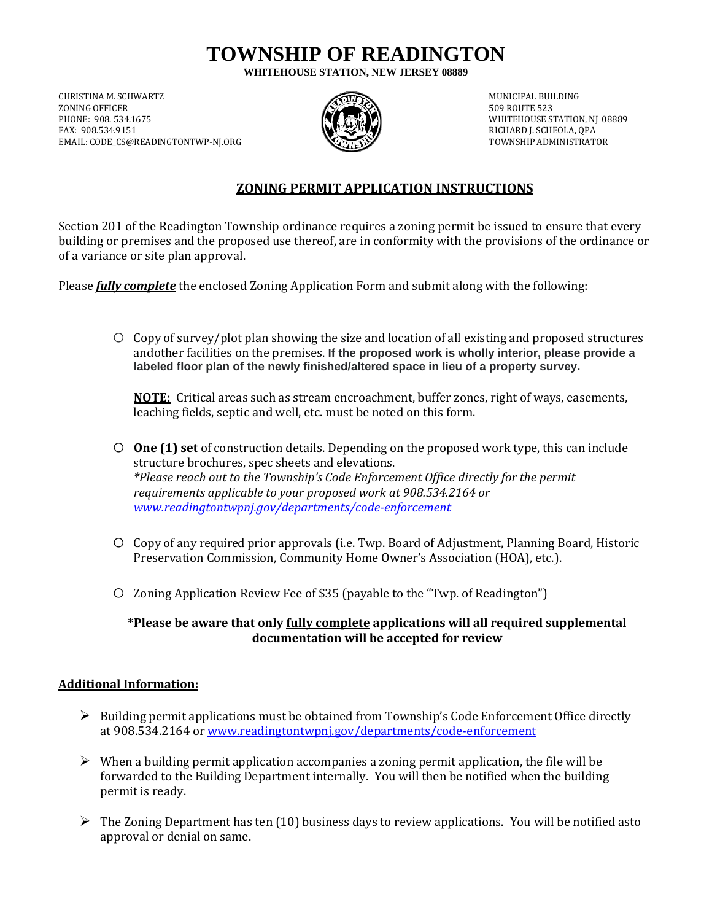# TOWNSHIP OF READINGTON

**WHITEHOUSE STATION, NEW JERSEY 08889**

CHRISTINA M. SCHWARTZ
ZONING OFFICER
PHONE: 908. 534.1675
FAX: 908.534.9151
EMAIL: CODE_CS@READINGTONTWP-NJ.ORG

MUNICIPAL BUILDING
509 ROUTE 523
WHITEHOUSE STATION, NJ 08889
RICHARD J. SCHEOLA, QPA
TOWNSHIP ADMINISTRATOR

## ZONING PERMIT APPLICATION INSTRUCTIONS

Section 201 of the Readington Township ordinance requires a zoning permit be issued to ensure that every building or premises and the proposed use thereof, are in conformity with the provisions of the ordinance or of a variance or site plan approval.

Please ***fully complete*** the enclosed Zoning Application Form and submit along with the following:

- Copy of survey/plot plan showing the size and location of all existing and proposed structures andother facilities on the premises. **If the proposed work is wholly interior, please provide a labeled floor plan of the newly finished/altered space in lieu of a property survey.**

  **NOTE:** Critical areas such as stream encroachment, buffer zones, right of ways, easements, leaching fields, septic and well, etc. must be noted on this form.

- **One (1) set** of construction details. Depending on the proposed work type, this can include structure brochures, spec sheets and elevations.
  *\*Please reach out to the Township's Code Enforcement Office directly for the permit requirements applicable to your proposed work at 908.534.2164 or www.readingtontwpnj.gov/departments/code-enforcement*

- Copy of any required prior approvals (i.e. Twp. Board of Adjustment, Planning Board, Historic Preservation Commission, Community Home Owner's Association (HOA), etc.).

- Zoning Application Review Fee of $35 (payable to the "Twp. of Readington")

**\*Please be aware that only fully complete applications will all required supplemental documentation will be accepted for review**

### Additional Information:

- Building permit applications must be obtained from Township's Code Enforcement Office directly at 908.534.2164 or www.readingtontwpnj.gov/departments/code-enforcement

- When a building permit application accompanies a zoning permit application, the file will be forwarded to the Building Department internally. You will then be notified when the building permit is ready.

- The Zoning Department has ten (10) business days to review applications. You will be notified asto approval or denial on same.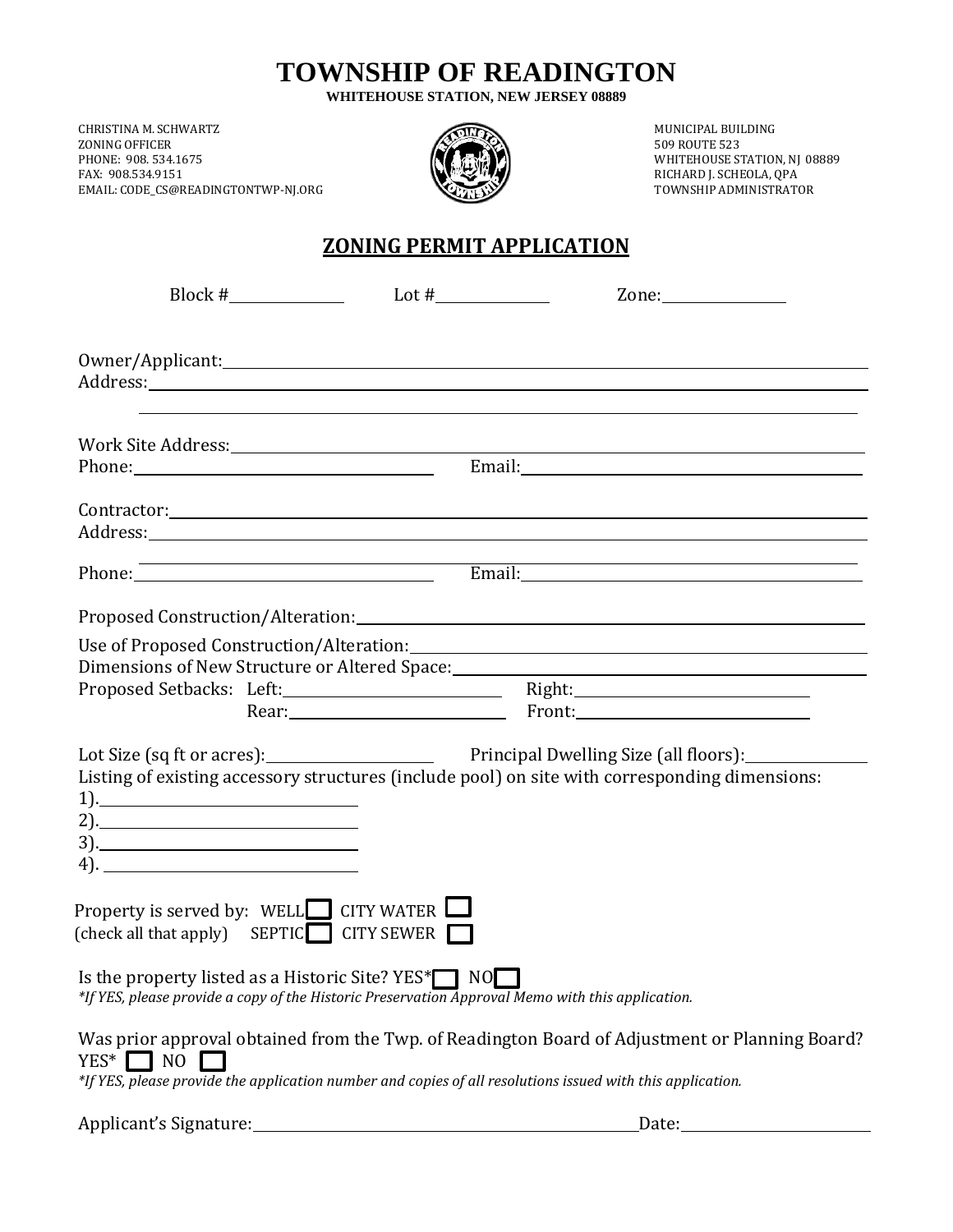# TOWNSHIP OF READINGTON

**WHITEHOUSE STATION, NEW JERSEY 08889**

CHRISTINA M. SCHWARTZ
ZONING OFFICER
PHONE: 908. 534.1675
FAX: 908.534.9151
EMAIL: CODE_CS@READINGTONTWP-NJ.ORG

MUNICIPAL BUILDING
509 ROUTE 523
WHITEHOUSE STATION, NJ 08889
RICHARD J. SCHEOLA, QPA
TOWNSHIP ADMINISTRATOR

## ZONING PERMIT APPLICATION

Block #\_\_\_\_\_\_\_\_\_\_ Lot #\_\_\_\_\_\_\_\_\_\_ Zone:\_\_\_\_\_\_\_\_\_\_

Owner/Applicant:\_\_\_\_\_\_\_\_\_\_\_\_\_\_\_\_\_\_\_\_\_\_\_\_\_\_\_\_\_\_\_\_\_\_\_\_\_\_\_\_

Address:\_\_\_\_\_\_\_\_\_\_\_\_\_\_\_\_\_\_\_\_\_\_\_\_\_\_\_\_\_\_\_\_\_\_\_\_\_\_\_\_

\_\_\_\_\_\_\_\_\_\_\_\_\_\_\_\_\_\_\_\_\_\_\_\_\_\_\_\_\_\_\_\_\_\_\_\_\_\_\_\_

Work Site Address:\_\_\_\_\_\_\_\_\_\_\_\_\_\_\_\_\_\_\_\_\_\_\_\_\_\_\_\_\_\_\_\_\_\_\_\_\_\_\_\_

Phone:\_\_\_\_\_\_\_\_\_\_\_\_\_\_\_\_\_\_\_\_ Email:\_\_\_\_\_\_\_\_\_\_\_\_\_\_\_\_\_\_\_\_

Contractor:\_\_\_\_\_\_\_\_\_\_\_\_\_\_\_\_\_\_\_\_\_\_\_\_\_\_\_\_\_\_\_\_\_\_\_\_\_\_\_\_

Address:\_\_\_\_\_\_\_\_\_\_\_\_\_\_\_\_\_\_\_\_\_\_\_\_\_\_\_\_\_\_\_\_\_\_\_\_\_\_\_\_

\_\_\_\_\_\_\_\_\_\_\_\_\_\_\_\_\_\_\_\_\_\_\_\_\_\_\_\_\_\_\_\_\_\_\_\_\_\_\_\_

Phone:\_\_\_\_\_\_\_\_\_\_\_\_\_\_\_\_\_\_\_\_ Email:\_\_\_\_\_\_\_\_\_\_\_\_\_\_\_\_\_\_\_\_

Proposed Construction/Alteration:\_\_\_\_\_\_\_\_\_\_\_\_\_\_\_\_\_\_\_\_\_\_\_\_\_\_\_\_\_\_\_\_\_\_\_\_\_\_\_\_

Use of Proposed Construction/Alteration:\_\_\_\_\_\_\_\_\_\_\_\_\_\_\_\_\_\_\_\_\_\_\_\_\_\_\_\_\_\_\_\_\_\_\_\_\_\_\_\_

Dimensions of New Structure or Altered Space:\_\_\_\_\_\_\_\_\_\_\_\_\_\_\_\_\_\_\_\_\_\_\_\_\_\_\_\_\_\_\_\_\_\_\_\_\_\_\_\_

Proposed Setbacks: Left:\_\_\_\_\_\_\_\_\_\_\_\_\_\_\_\_\_\_\_\_ Right:\_\_\_\_\_\_\_\_\_\_\_\_\_\_\_\_\_\_\_\_

Rear:\_\_\_\_\_\_\_\_\_\_\_\_\_\_\_\_\_\_\_\_ Front:\_\_\_\_\_\_\_\_\_\_\_\_\_\_\_\_\_\_\_\_

Lot Size (sq ft or acres):\_\_\_\_\_\_\_\_\_\_\_\_\_\_\_ Principal Dwelling Size (all floors):\_\_\_\_\_\_\_\_\_\_\_\_\_\_\_

Listing of existing accessory structures (include pool) on site with corresponding dimensions:

1).\_\_\_\_\_\_\_\_\_\_\_\_\_\_\_\_\_\_\_\_

2).\_\_\_\_\_\_\_\_\_\_\_\_\_\_\_\_\_\_\_\_

3).\_\_\_\_\_\_\_\_\_\_\_\_\_\_\_\_\_\_\_\_

4).\_\_\_\_\_\_\_\_\_\_\_\_\_\_\_\_\_\_\_\_

Property is served by: WELL ☐ CITY WATER ☐
(check all that apply) SEPTIC ☐ CITY SEWER ☐

Is the property listed as a Historic Site? YES* ☐ NO ☐
*\*If YES, please provide a copy of the Historic Preservation Approval Memo with this application.*

Was prior approval obtained from the Twp. of Readington Board of Adjustment or Planning Board?
YES* ☐ NO ☐
*\*If YES, please provide the application number and copies of all resolutions issued with this application.*

Applicant's Signature:\_\_\_\_\_\_\_\_\_\_\_\_\_\_\_\_\_\_\_\_\_\_\_\_\_\_\_\_\_\_ Date:\_\_\_\_\_\_\_\_\_\_\_\_\_\_\_\_\_\_\_\_